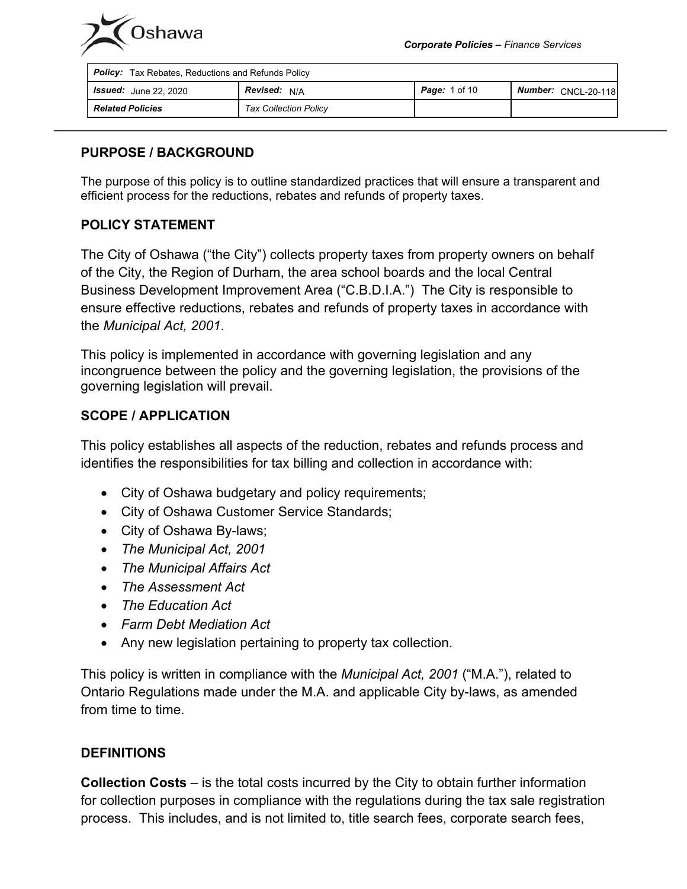| **Policy:** Tax Rebates, Reductions and Refunds Policy | | | |
| --- | --- | --- | --- |
| **Issued:** June 22, 2020 | **Revised:** N/A | **Page:** 1 of 10 | **Number:** CNCL-20-118 |
| **Related Policies** | *Tax Collection Policy* | | |

## PURPOSE / BACKGROUND

The purpose of this policy is to outline standardized practices that will ensure a transparent and efficient process for the reductions, rebates and refunds of property taxes.

## POLICY STATEMENT

The City of Oshawa ("the City") collects property taxes from property owners on behalf of the City, the Region of Durham, the area school boards and the local Central Business Development Improvement Area ("C.B.D.I.A.") The City is responsible to ensure effective reductions, rebates and refunds of property taxes in accordance with the *Municipal Act, 2001*.

This policy is implemented in accordance with governing legislation and any incongruence between the policy and the governing legislation, the provisions of the governing legislation will prevail.

## SCOPE / APPLICATION

This policy establishes all aspects of the reduction, rebates and refunds process and identifies the responsibilities for tax billing and collection in accordance with:

- City of Oshawa budgetary and policy requirements;
- City of Oshawa Customer Service Standards;
- City of Oshawa By-laws;
- *The Municipal Act, 2001*
- *The Municipal Affairs Act*
- *The Assessment Act*
- *The Education Act*
- *Farm Debt Mediation Act*
- Any new legislation pertaining to property tax collection.

This policy is written in compliance with the *Municipal Act, 2001* ("M.A."), related to Ontario Regulations made under the M.A. and applicable City by-laws, as amended from time to time.

## DEFINITIONS

**Collection Costs** – is the total costs incurred by the City to obtain further information for collection purposes in compliance with the regulations during the tax sale registration process. This includes, and is not limited to, title search fees, corporate search fees,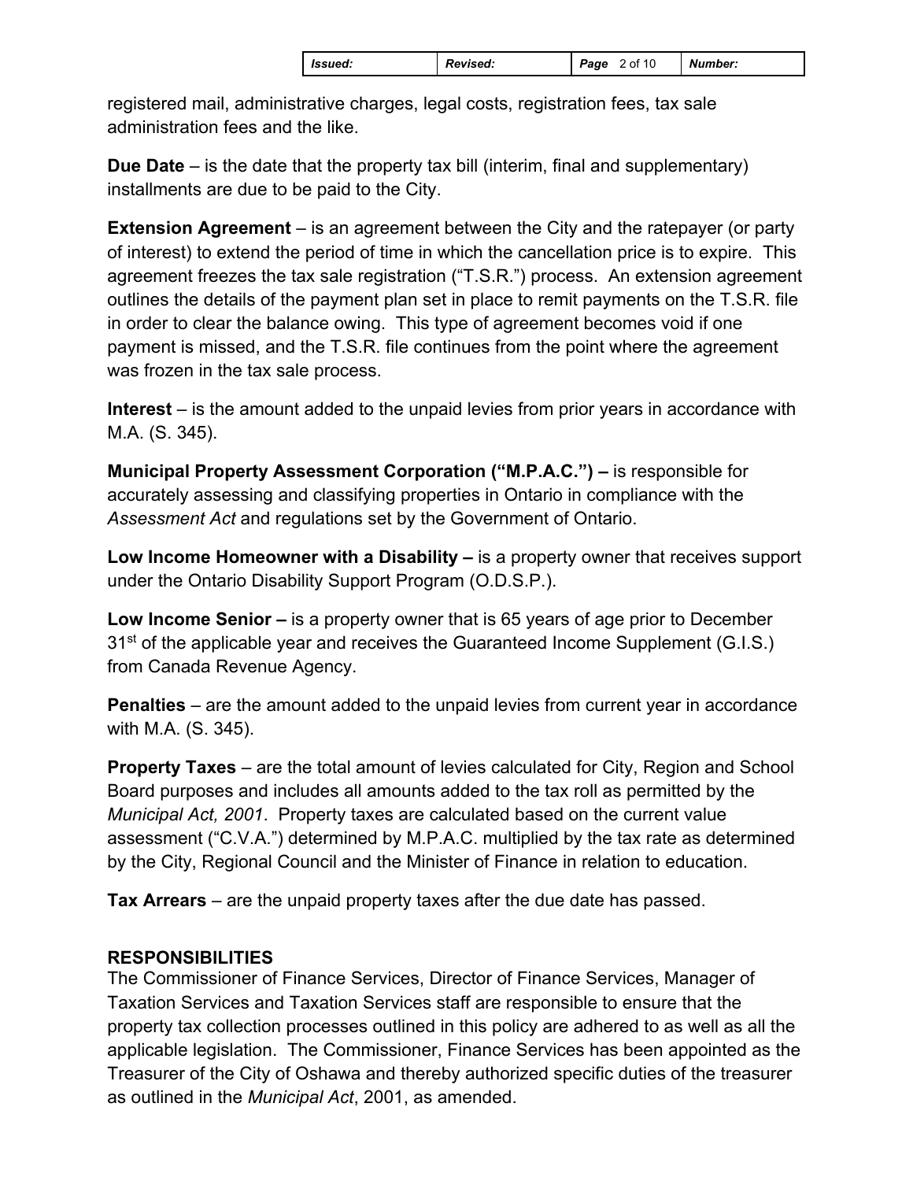registered mail, administrative charges, legal costs, registration fees, tax sale administration fees and the like.

**Due Date** – is the date that the property tax bill (interim, final and supplementary) installments are due to be paid to the City.

**Extension Agreement** – is an agreement between the City and the ratepayer (or party of interest) to extend the period of time in which the cancellation price is to expire. This agreement freezes the tax sale registration ("T.S.R.") process. An extension agreement outlines the details of the payment plan set in place to remit payments on the T.S.R. file in order to clear the balance owing. This type of agreement becomes void if one payment is missed, and the T.S.R. file continues from the point where the agreement was frozen in the tax sale process.

**Interest** – is the amount added to the unpaid levies from prior years in accordance with M.A. (S. 345).

**Municipal Property Assessment Corporation ("M.P.A.C.") –** is responsible for accurately assessing and classifying properties in Ontario in compliance with the *Assessment Act* and regulations set by the Government of Ontario.

**Low Income Homeowner with a Disability –** is a property owner that receives support under the Ontario Disability Support Program (O.D.S.P.).

**Low Income Senior –** is a property owner that is 65 years of age prior to December 31st of the applicable year and receives the Guaranteed Income Supplement (G.I.S.) from Canada Revenue Agency.

**Penalties** – are the amount added to the unpaid levies from current year in accordance with M.A. (S. 345).

**Property Taxes** – are the total amount of levies calculated for City, Region and School Board purposes and includes all amounts added to the tax roll as permitted by the *Municipal Act, 2001*. Property taxes are calculated based on the current value assessment ("C.V.A.") determined by M.P.A.C. multiplied by the tax rate as determined by the City, Regional Council and the Minister of Finance in relation to education.

**Tax Arrears** – are the unpaid property taxes after the due date has passed.

**RESPONSIBILITIES**

The Commissioner of Finance Services, Director of Finance Services, Manager of Taxation Services and Taxation Services staff are responsible to ensure that the property tax collection processes outlined in this policy are adhered to as well as all the applicable legislation. The Commissioner, Finance Services has been appointed as the Treasurer of the City of Oshawa and thereby authorized specific duties of the treasurer as outlined in the *Municipal Act*, 2001, as amended.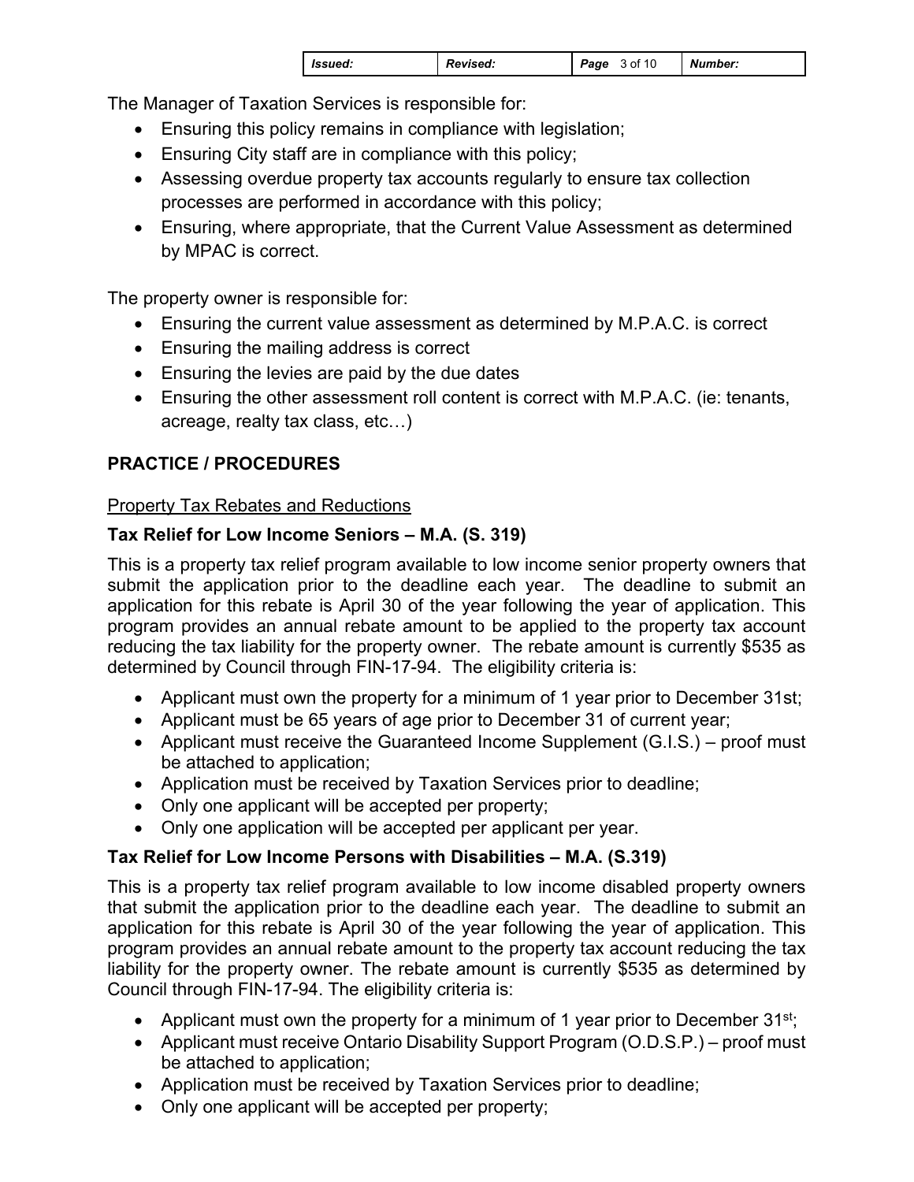The Manager of Taxation Services is responsible for:

- Ensuring this policy remains in compliance with legislation;
- Ensuring City staff are in compliance with this policy;
- Assessing overdue property tax accounts regularly to ensure tax collection processes are performed in accordance with this policy;
- Ensuring, where appropriate, that the Current Value Assessment as determined by MPAC is correct.

The property owner is responsible for:

- Ensuring the current value assessment as determined by M.P.A.C. is correct
- Ensuring the mailing address is correct
- Ensuring the levies are paid by the due dates
- Ensuring the other assessment roll content is correct with M.P.A.C. (ie: tenants, acreage, realty tax class, etc…)

## PRACTICE / PROCEDURES

Property Tax Rebates and Reductions

### Tax Relief for Low Income Seniors – M.A. (S. 319)

This is a property tax relief program available to low income senior property owners that submit the application prior to the deadline each year. The deadline to submit an application for this rebate is April 30 of the year following the year of application. This program provides an annual rebate amount to be applied to the property tax account reducing the tax liability for the property owner. The rebate amount is currently $535 as determined by Council through FIN-17-94. The eligibility criteria is:

- Applicant must own the property for a minimum of 1 year prior to December 31st;
- Applicant must be 65 years of age prior to December 31 of current year;
- Applicant must receive the Guaranteed Income Supplement (G.I.S.) – proof must be attached to application;
- Application must be received by Taxation Services prior to deadline;
- Only one applicant will be accepted per property;
- Only one application will be accepted per applicant per year.

### Tax Relief for Low Income Persons with Disabilities – M.A. (S.319)

This is a property tax relief program available to low income disabled property owners that submit the application prior to the deadline each year. The deadline to submit an application for this rebate is April 30 of the year following the year of application. This program provides an annual rebate amount to the property tax account reducing the tax liability for the property owner. The rebate amount is currently $535 as determined by Council through FIN-17-94. The eligibility criteria is:

- Applicant must own the property for a minimum of 1 year prior to December 31st;
- Applicant must receive Ontario Disability Support Program (O.D.S.P.) – proof must be attached to application;
- Application must be received by Taxation Services prior to deadline;
- Only one applicant will be accepted per property;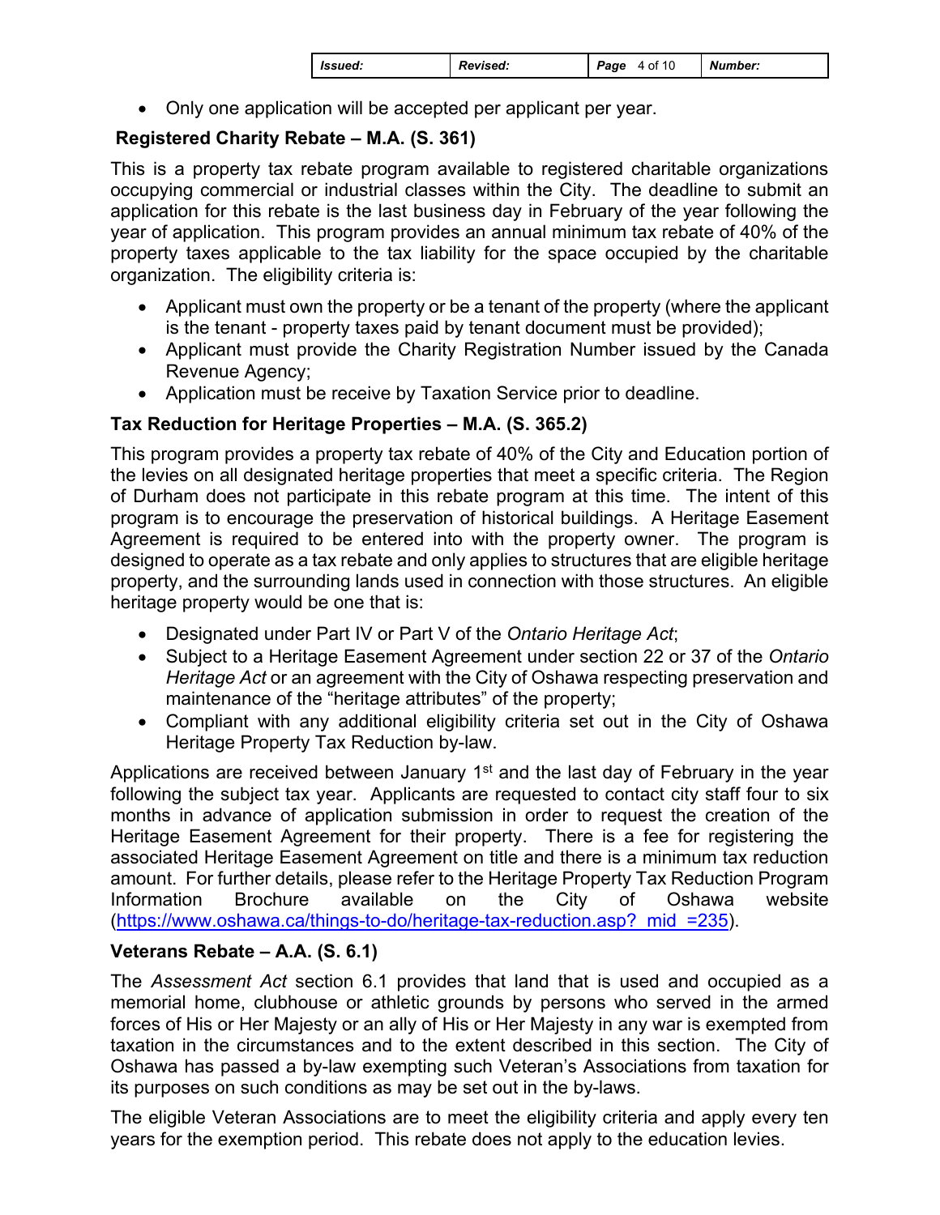- Only one application will be accepted per applicant per year.

**Registered Charity Rebate – M.A. (S. 361)**

This is a property tax rebate program available to registered charitable organizations occupying commercial or industrial classes within the City. The deadline to submit an application for this rebate is the last business day in February of the year following the year of application. This program provides an annual minimum tax rebate of 40% of the property taxes applicable to the tax liability for the space occupied by the charitable organization. The eligibility criteria is:

- Applicant must own the property or be a tenant of the property (where the applicant is the tenant - property taxes paid by tenant document must be provided);
- Applicant must provide the Charity Registration Number issued by the Canada Revenue Agency;
- Application must be receive by Taxation Service prior to deadline.

**Tax Reduction for Heritage Properties – M.A. (S. 365.2)**

This program provides a property tax rebate of 40% of the City and Education portion of the levies on all designated heritage properties that meet a specific criteria. The Region of Durham does not participate in this rebate program at this time. The intent of this program is to encourage the preservation of historical buildings. A Heritage Easement Agreement is required to be entered into with the property owner. The program is designed to operate as a tax rebate and only applies to structures that are eligible heritage property, and the surrounding lands used in connection with those structures. An eligible heritage property would be one that is:

- Designated under Part IV or Part V of the *Ontario Heritage Act*;
- Subject to a Heritage Easement Agreement under section 22 or 37 of the *Ontario Heritage Act* or an agreement with the City of Oshawa respecting preservation and maintenance of the "heritage attributes" of the property;
- Compliant with any additional eligibility criteria set out in the City of Oshawa Heritage Property Tax Reduction by-law.

Applications are received between January 1st and the last day of February in the year following the subject tax year. Applicants are requested to contact city staff four to six months in advance of application submission in order to request the creation of the Heritage Easement Agreement for their property. There is a fee for registering the associated Heritage Easement Agreement on title and there is a minimum tax reduction amount. For further details, please refer to the Heritage Property Tax Reduction Program Information Brochure available on the City of Oshawa website (https://www.oshawa.ca/things-to-do/heritage-tax-reduction.asp?_mid_=235).

**Veterans Rebate – A.A. (S. 6.1)**

The *Assessment Act* section 6.1 provides that land that is used and occupied as a memorial home, clubhouse or athletic grounds by persons who served in the armed forces of His or Her Majesty or an ally of His or Her Majesty in any war is exempted from taxation in the circumstances and to the extent described in this section. The City of Oshawa has passed a by-law exempting such Veteran's Associations from taxation for its purposes on such conditions as may be set out in the by-laws.

The eligible Veteran Associations are to meet the eligibility criteria and apply every ten years for the exemption period. This rebate does not apply to the education levies.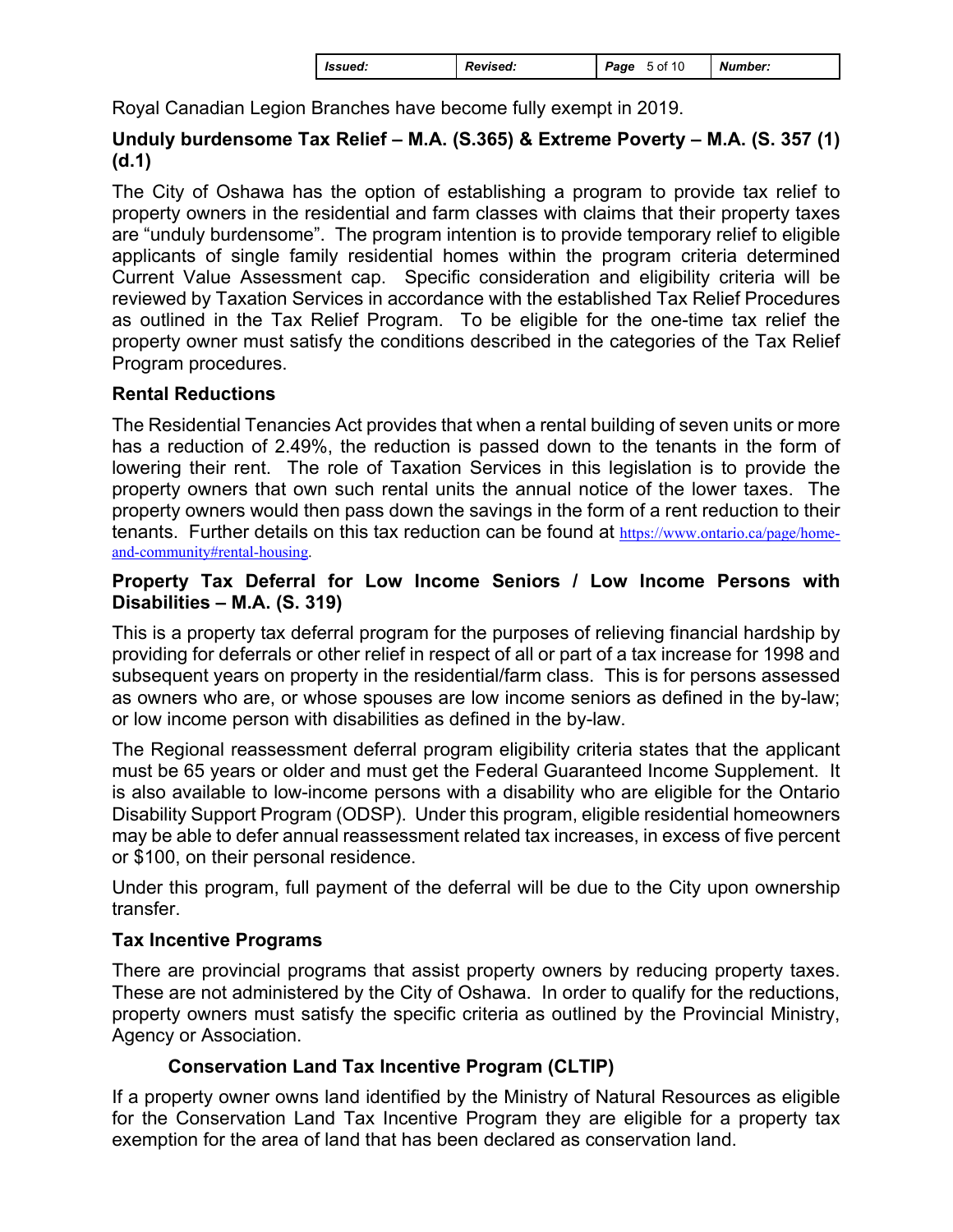Royal Canadian Legion Branches have become fully exempt in 2019.

### Unduly burdensome Tax Relief – M.A. (S.365) & Extreme Poverty – M.A. (S. 357 (1) (d.1)

The City of Oshawa has the option of establishing a program to provide tax relief to property owners in the residential and farm classes with claims that their property taxes are "unduly burdensome". The program intention is to provide temporary relief to eligible applicants of single family residential homes within the program criteria determined Current Value Assessment cap. Specific consideration and eligibility criteria will be reviewed by Taxation Services in accordance with the established Tax Relief Procedures as outlined in the Tax Relief Program. To be eligible for the one-time tax relief the property owner must satisfy the conditions described in the categories of the Tax Relief Program procedures.

### Rental Reductions

The Residential Tenancies Act provides that when a rental building of seven units or more has a reduction of 2.49%, the reduction is passed down to the tenants in the form of lowering their rent. The role of Taxation Services in this legislation is to provide the property owners that own such rental units the annual notice of the lower taxes. The property owners would then pass down the savings in the form of a rent reduction to their tenants. Further details on this tax reduction can be found at https://www.ontario.ca/page/home-and-community#rental-housing.

### Property Tax Deferral for Low Income Seniors / Low Income Persons with Disabilities – M.A. (S. 319)

This is a property tax deferral program for the purposes of relieving financial hardship by providing for deferrals or other relief in respect of all or part of a tax increase for 1998 and subsequent years on property in the residential/farm class. This is for persons assessed as owners who are, or whose spouses are low income seniors as defined in the by-law; or low income person with disabilities as defined in the by-law.

The Regional reassessment deferral program eligibility criteria states that the applicant must be 65 years or older and must get the Federal Guaranteed Income Supplement. It is also available to low-income persons with a disability who are eligible for the Ontario Disability Support Program (ODSP). Under this program, eligible residential homeowners may be able to defer annual reassessment related tax increases, in excess of five percent or $100, on their personal residence.

Under this program, full payment of the deferral will be due to the City upon ownership transfer.

### Tax Incentive Programs

There are provincial programs that assist property owners by reducing property taxes. These are not administered by the City of Oshawa. In order to qualify for the reductions, property owners must satisfy the specific criteria as outlined by the Provincial Ministry, Agency or Association.

#### Conservation Land Tax Incentive Program (CLTIP)

If a property owner owns land identified by the Ministry of Natural Resources as eligible for the Conservation Land Tax Incentive Program they are eligible for a property tax exemption for the area of land that has been declared as conservation land.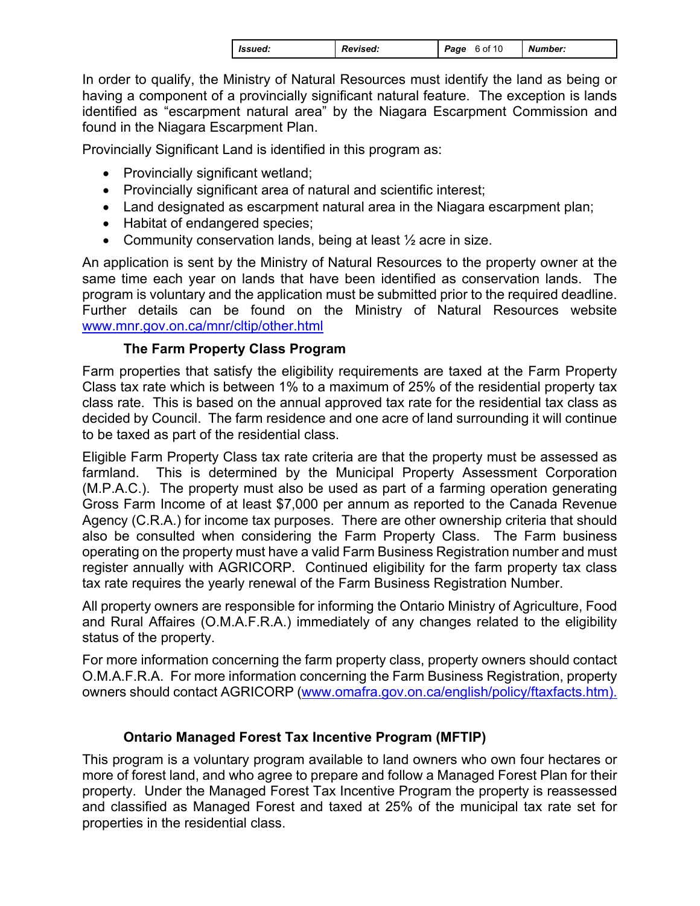In order to qualify, the Ministry of Natural Resources must identify the land as being or having a component of a provincially significant natural feature. The exception is lands identified as "escarpment natural area" by the Niagara Escarpment Commission and found in the Niagara Escarpment Plan.

Provincially Significant Land is identified in this program as:

- Provincially significant wetland;
- Provincially significant area of natural and scientific interest;
- Land designated as escarpment natural area in the Niagara escarpment plan;
- Habitat of endangered species;
- Community conservation lands, being at least ½ acre in size.

An application is sent by the Ministry of Natural Resources to the property owner at the same time each year on lands that have been identified as conservation lands. The program is voluntary and the application must be submitted prior to the required deadline. Further details can be found on the Ministry of Natural Resources website [www.mnr.gov.on.ca/mnr/cltip/other.html](www.mnr.gov.on.ca/mnr/cltip/other.html)

### The Farm Property Class Program

Farm properties that satisfy the eligibility requirements are taxed at the Farm Property Class tax rate which is between 1% to a maximum of 25% of the residential property tax class rate. This is based on the annual approved tax rate for the residential tax class as decided by Council. The farm residence and one acre of land surrounding it will continue to be taxed as part of the residential class.

Eligible Farm Property Class tax rate criteria are that the property must be assessed as farmland. This is determined by the Municipal Property Assessment Corporation (M.P.A.C.). The property must also be used as part of a farming operation generating Gross Farm Income of at least $7,000 per annum as reported to the Canada Revenue Agency (C.R.A.) for income tax purposes. There are other ownership criteria that should also be consulted when considering the Farm Property Class. The Farm business operating on the property must have a valid Farm Business Registration number and must register annually with AGRICORP. Continued eligibility for the farm property tax class tax rate requires the yearly renewal of the Farm Business Registration Number.

All property owners are responsible for informing the Ontario Ministry of Agriculture, Food and Rural Affaires (O.M.A.F.R.A.) immediately of any changes related to the eligibility status of the property.

For more information concerning the farm property class, property owners should contact O.M.A.F.R.A. For more information concerning the Farm Business Registration, property owners should contact AGRICORP ([www.omafra.gov.on.ca/english/policy/ftaxfacts.htm](www.omafra.gov.on.ca/english/policy/ftaxfacts.htm)).

### Ontario Managed Forest Tax Incentive Program (MFTIP)

This program is a voluntary program available to land owners who own four hectares or more of forest land, and who agree to prepare and follow a Managed Forest Plan for their property. Under the Managed Forest Tax Incentive Program the property is reassessed and classified as Managed Forest and taxed at 25% of the municipal tax rate set for properties in the residential class.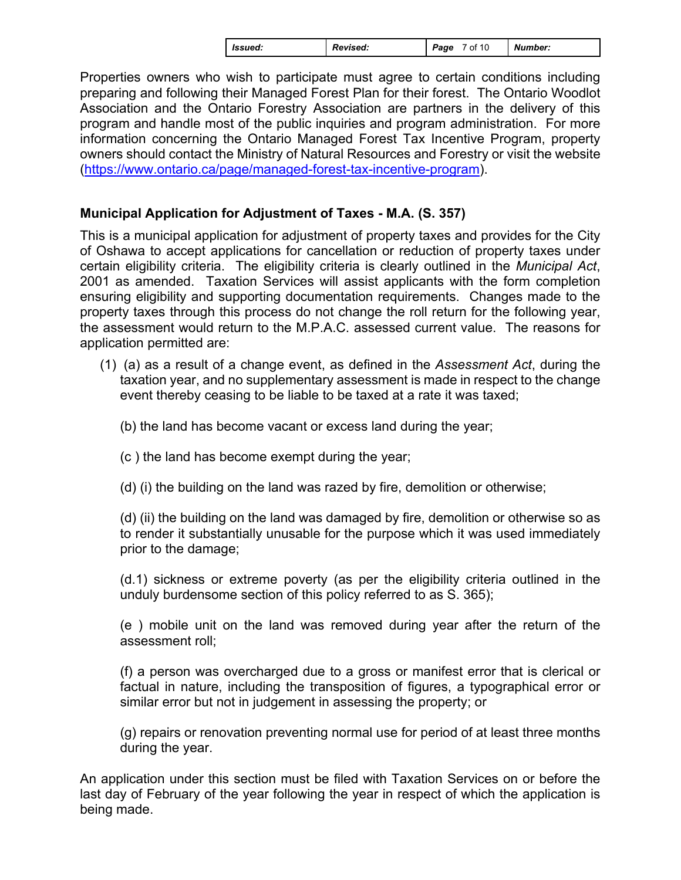Properties owners who wish to participate must agree to certain conditions including preparing and following their Managed Forest Plan for their forest. The Ontario Woodlot Association and the Ontario Forestry Association are partners in the delivery of this program and handle most of the public inquiries and program administration. For more information concerning the Ontario Managed Forest Tax Incentive Program, property owners should contact the Ministry of Natural Resources and Forestry or visit the website (https://www.ontario.ca/page/managed-forest-tax-incentive-program).

**Municipal Application for Adjustment of Taxes - M.A. (S. 357)**

This is a municipal application for adjustment of property taxes and provides for the City of Oshawa to accept applications for cancellation or reduction of property taxes under certain eligibility criteria. The eligibility criteria is clearly outlined in the *Municipal Act*, 2001 as amended. Taxation Services will assist applicants with the form completion ensuring eligibility and supporting documentation requirements. Changes made to the property taxes through this process do not change the roll return for the following year, the assessment would return to the M.P.A.C. assessed current value. The reasons for application permitted are:

(1) (a) as a result of a change event, as defined in the *Assessment Act*, during the taxation year, and no supplementary assessment is made in respect to the change event thereby ceasing to be liable to be taxed at a rate it was taxed;

(b) the land has become vacant or excess land during the year;

(c ) the land has become exempt during the year;

(d) (i) the building on the land was razed by fire, demolition or otherwise;

(d) (ii) the building on the land was damaged by fire, demolition or otherwise so as to render it substantially unusable for the purpose which it was used immediately prior to the damage;

(d.1) sickness or extreme poverty (as per the eligibility criteria outlined in the unduly burdensome section of this policy referred to as S. 365);

(e ) mobile unit on the land was removed during year after the return of the assessment roll;

(f) a person was overcharged due to a gross or manifest error that is clerical or factual in nature, including the transposition of figures, a typographical error or similar error but not in judgement in assessing the property; or

(g) repairs or renovation preventing normal use for period of at least three months during the year.

An application under this section must be filed with Taxation Services on or before the last day of February of the year following the year in respect of which the application is being made.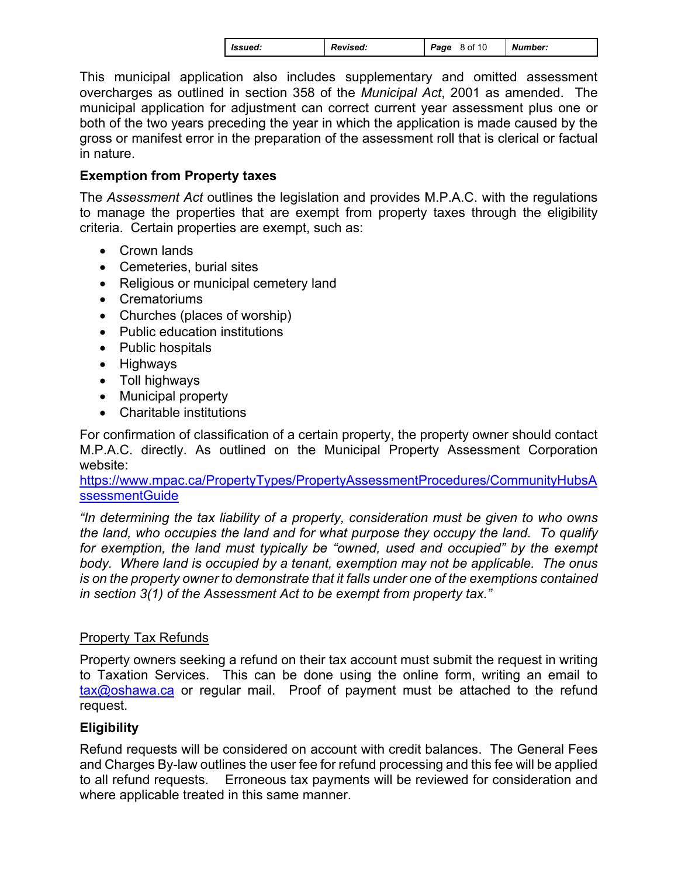This municipal application also includes supplementary and omitted assessment overcharges as outlined in section 358 of the *Municipal Act*, 2001 as amended. The municipal application for adjustment can correct current year assessment plus one or both of the two years preceding the year in which the application is made caused by the gross or manifest error in the preparation of the assessment roll that is clerical or factual in nature.

**Exemption from Property taxes**

The *Assessment Act* outlines the legislation and provides M.P.A.C. with the regulations to manage the properties that are exempt from property taxes through the eligibility criteria. Certain properties are exempt, such as:

- Crown lands
- Cemeteries, burial sites
- Religious or municipal cemetery land
- Crematoriums
- Churches (places of worship)
- Public education institutions
- Public hospitals
- Highways
- Toll highways
- Municipal property
- Charitable institutions

For confirmation of classification of a certain property, the property owner should contact M.P.A.C. directly. As outlined on the Municipal Property Assessment Corporation website:
https://www.mpac.ca/PropertyTypes/PropertyAssessmentProcedures/CommunityHubsAssessmentGuide

*"In determining the tax liability of a property, consideration must be given to who owns the land, who occupies the land and for what purpose they occupy the land. To qualify for exemption, the land must typically be "owned, used and occupied" by the exempt body. Where land is occupied by a tenant, exemption may not be applicable. The onus is on the property owner to demonstrate that it falls under one of the exemptions contained in section 3(1) of the Assessment Act to be exempt from property tax."*

Property Tax Refunds

Property owners seeking a refund on their tax account must submit the request in writing to Taxation Services. This can be done using the online form, writing an email to tax@oshawa.ca or regular mail. Proof of payment must be attached to the refund request.

**Eligibility**

Refund requests will be considered on account with credit balances. The General Fees and Charges By-law outlines the user fee for refund processing and this fee will be applied to all refund requests. Erroneous tax payments will be reviewed for consideration and where applicable treated in this same manner.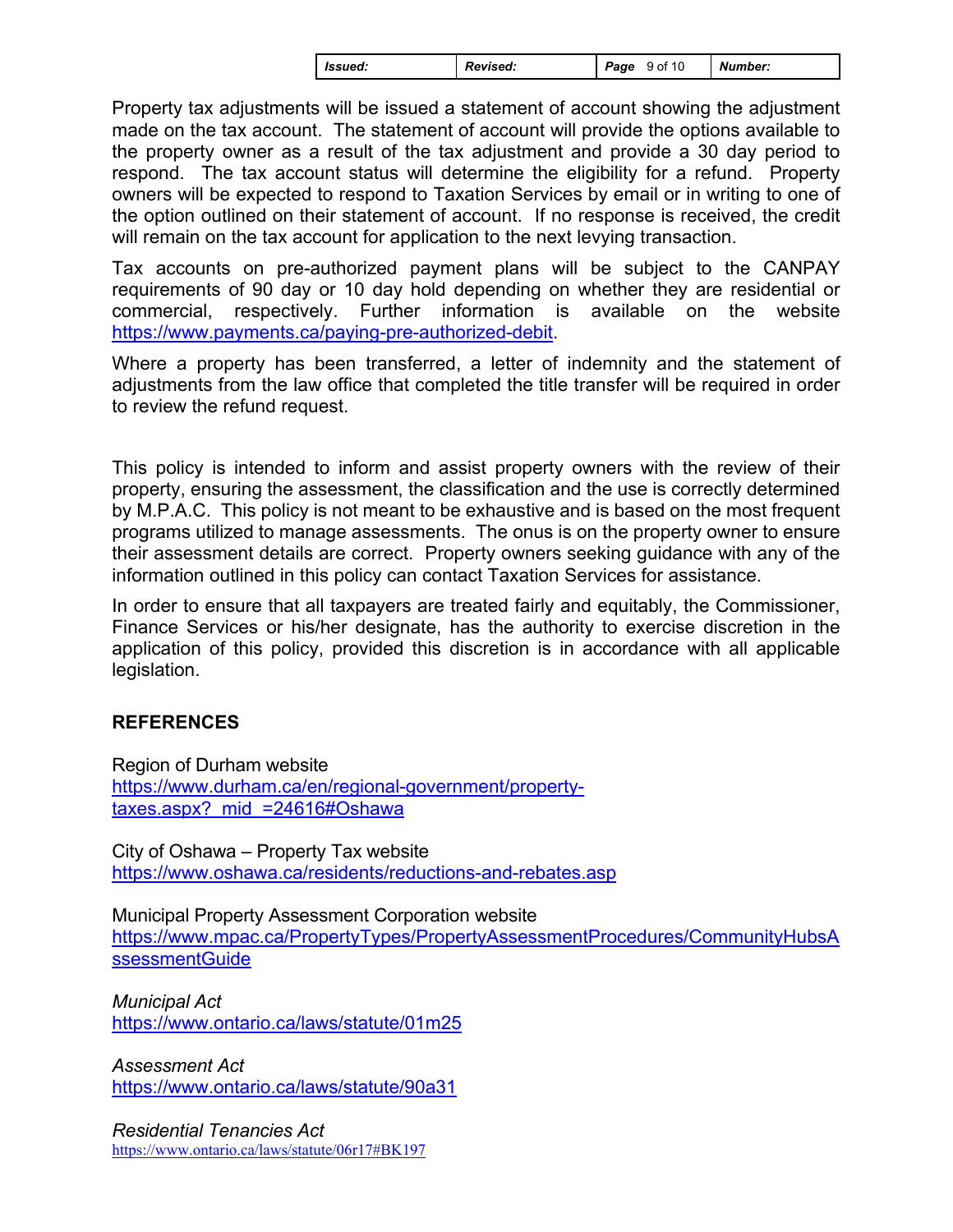Property tax adjustments will be issued a statement of account showing the adjustment made on the tax account. The statement of account will provide the options available to the property owner as a result of the tax adjustment and provide a 30 day period to respond. The tax account status will determine the eligibility for a refund. Property owners will be expected to respond to Taxation Services by email or in writing to one of the option outlined on their statement of account. If no response is received, the credit will remain on the tax account for application to the next levying transaction.

Tax accounts on pre-authorized payment plans will be subject to the CANPAY requirements of 90 day or 10 day hold depending on whether they are residential or commercial, respectively. Further information is available on the website https://www.payments.ca/paying-pre-authorized-debit.

Where a property has been transferred, a letter of indemnity and the statement of adjustments from the law office that completed the title transfer will be required in order to review the refund request.

This policy is intended to inform and assist property owners with the review of their property, ensuring the assessment, the classification and the use is correctly determined by M.P.A.C. This policy is not meant to be exhaustive and is based on the most frequent programs utilized to manage assessments. The onus is on the property owner to ensure their assessment details are correct. Property owners seeking guidance with any of the information outlined in this policy can contact Taxation Services for assistance.

In order to ensure that all taxpayers are treated fairly and equitably, the Commissioner, Finance Services or his/her designate, has the authority to exercise discretion in the application of this policy, provided this discretion is in accordance with all applicable legislation.

## REFERENCES

Region of Durham website
https://www.durham.ca/en/regional-government/property-taxes.aspx?_mid_=24616#Oshawa

City of Oshawa – Property Tax website
https://www.oshawa.ca/residents/reductions-and-rebates.asp

Municipal Property Assessment Corporation website
https://www.mpac.ca/PropertyTypes/PropertyAssessmentProcedures/CommunityHubsAssessmentGuide

*Municipal Act*
https://www.ontario.ca/laws/statute/01m25

*Assessment Act*
https://www.ontario.ca/laws/statute/90a31

*Residential Tenancies Act*
https://www.ontario.ca/laws/statute/06r17#BK197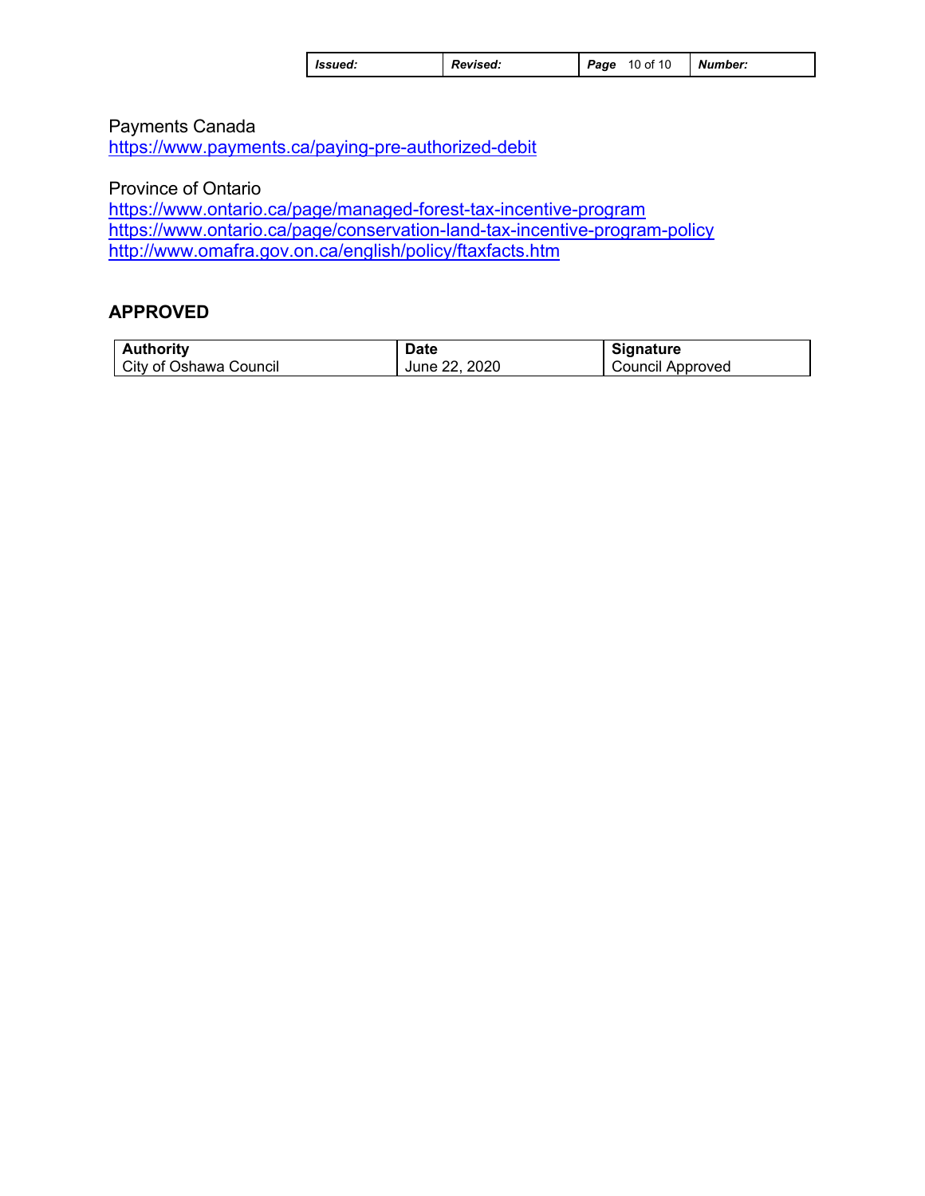Payments Canada
https://www.payments.ca/paying-pre-authorized-debit

Province of Ontario
https://www.ontario.ca/page/managed-forest-tax-incentive-program
https://www.ontario.ca/page/conservation-land-tax-incentive-program-policy
http://www.omafra.gov.on.ca/english/policy/ftaxfacts.htm

## APPROVED

| Authority | Date | Signature |
|---|---|---|
| City of Oshawa Council | June 22, 2020 | Council Approved |